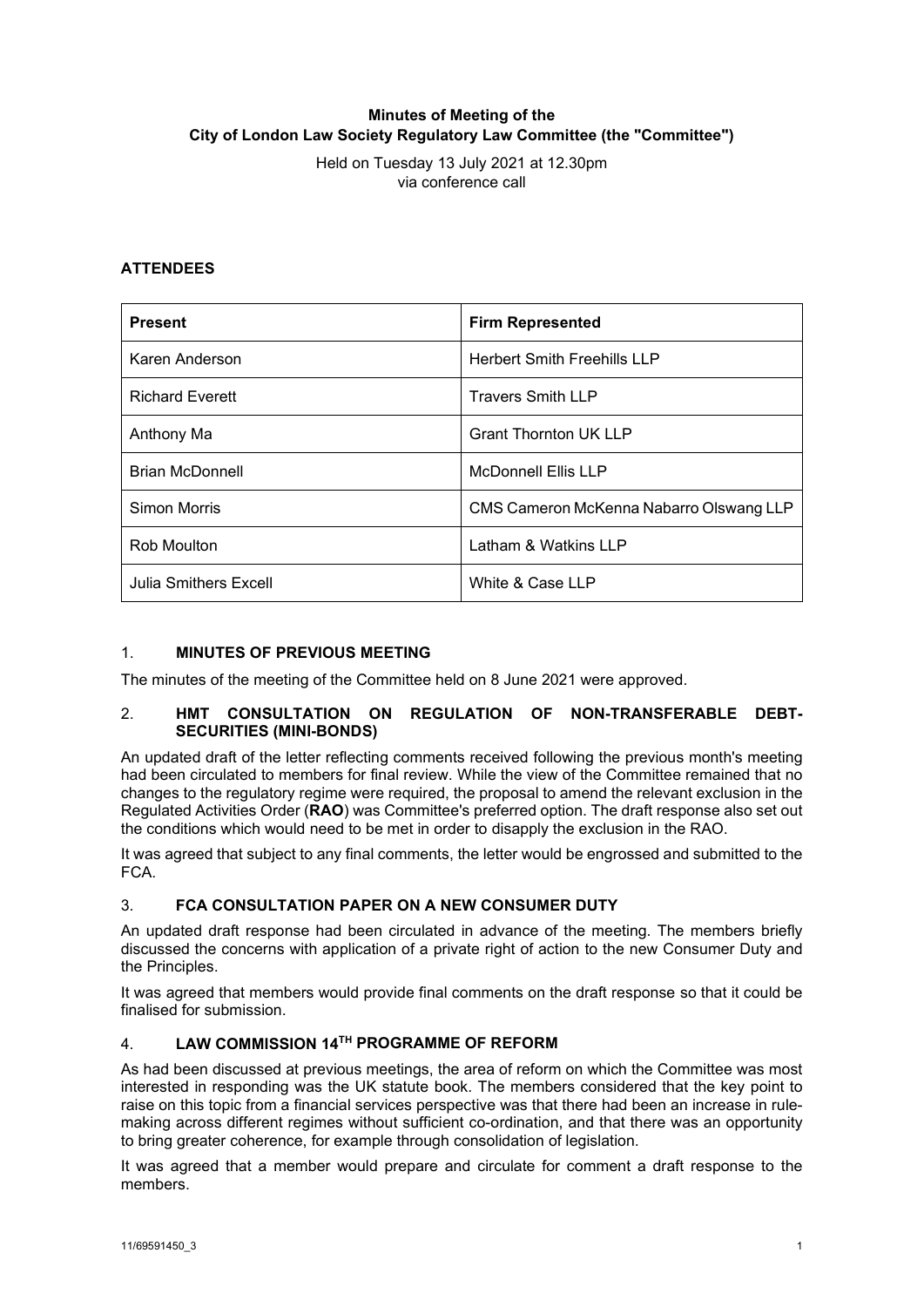**Minutes of Meeting of the**
**City of London Law Society Regulatory Law Committee (the "Committee")**

Held on Tuesday 13 July 2021 at 12.30pm
via conference call

## ATTENDEES

| Present | Firm Represented |
|---|---|
| Karen Anderson | Herbert Smith Freehills LLP |
| Richard Everett | Travers Smith LLP |
| Anthony Ma | Grant Thornton UK LLP |
| Brian McDonnell | McDonnell Ellis LLP |
| Simon Morris | CMS Cameron McKenna Nabarro Olswang LLP |
| Rob Moulton | Latham & Watkins LLP |
| Julia Smithers Excell | White & Case LLP |

## 1. MINUTES OF PREVIOUS MEETING

The minutes of the meeting of the Committee held on 8 June 2021 were approved.

## 2. HMT CONSULTATION ON REGULATION OF NON-TRANSFERABLE DEBT-SECURITIES (MINI-BONDS)

An updated draft of the letter reflecting comments received following the previous month's meeting had been circulated to members for final review. While the view of the Committee remained that no changes to the regulatory regime were required, the proposal to amend the relevant exclusion in the Regulated Activities Order (**RAO**) was Committee's preferred option. The draft response also set out the conditions which would need to be met in order to disapply the exclusion in the RAO.

It was agreed that subject to any final comments, the letter would be engrossed and submitted to the FCA.

## 3. FCA CONSULTATION PAPER ON A NEW CONSUMER DUTY

An updated draft response had been circulated in advance of the meeting. The members briefly discussed the concerns with application of a private right of action to the new Consumer Duty and the Principles.

It was agreed that members would provide final comments on the draft response so that it could be finalised for submission.

## 4. LAW COMMISSION 14TH PROGRAMME OF REFORM

As had been discussed at previous meetings, the area of reform on which the Committee was most interested in responding was the UK statute book. The members considered that the key point to raise on this topic from a financial services perspective was that there had been an increase in rule-making across different regimes without sufficient co-ordination, and that there was an opportunity to bring greater coherence, for example through consolidation of legislation.

It was agreed that a member would prepare and circulate for comment a draft response to the members.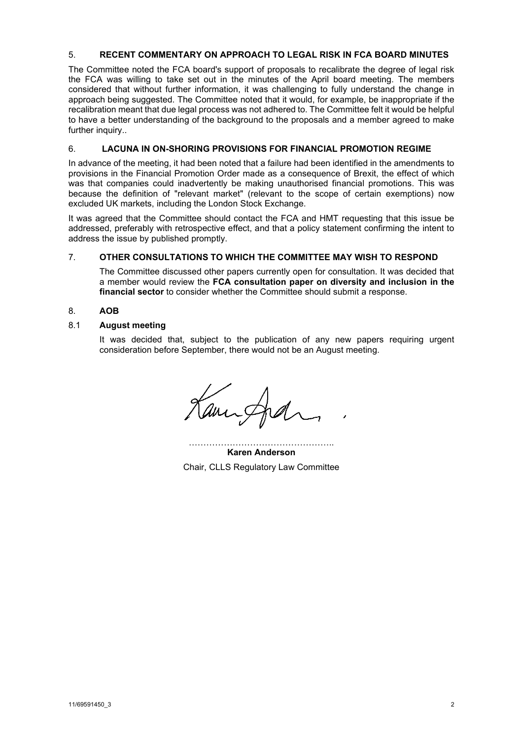## 5. RECENT COMMENTARY ON APPROACH TO LEGAL RISK IN FCA BOARD MINUTES

The Committee noted the FCA board's support of proposals to recalibrate the degree of legal risk the FCA was willing to take set out in the minutes of the April board meeting. The members considered that without further information, it was challenging to fully understand the change in approach being suggested. The Committee noted that it would, for example, be inappropriate if the recalibration meant that due legal process was not adhered to. The Committee felt it would be helpful to have a better understanding of the background to the proposals and a member agreed to make further inquiry..

## 6. LACUNA IN ON-SHORING PROVISIONS FOR FINANCIAL PROMOTION REGIME

In advance of the meeting, it had been noted that a failure had been identified in the amendments to provisions in the Financial Promotion Order made as a consequence of Brexit, the effect of which was that companies could inadvertently be making unauthorised financial promotions. This was because the definition of "relevant market" (relevant to the scope of certain exemptions) now excluded UK markets, including the London Stock Exchange.

It was agreed that the Committee should contact the FCA and HMT requesting that this issue be addressed, preferably with retrospective effect, and that a policy statement confirming the intent to address the issue by published promptly.

## 7. OTHER CONSULTATIONS TO WHICH THE COMMITTEE MAY WISH TO RESPOND

The Committee discussed other papers currently open for consultation. It was decided that a member would review the **FCA consultation paper on diversity and inclusion in the financial sector** to consider whether the Committee should submit a response.

## 8. AOB

### 8.1 August meeting

It was decided that, subject to the publication of any new papers requiring urgent consideration before September, there would not be an August meeting.

…………………………………………..

**Karen Anderson**

Chair, CLLS Regulatory Law Committee

11/69591450_3